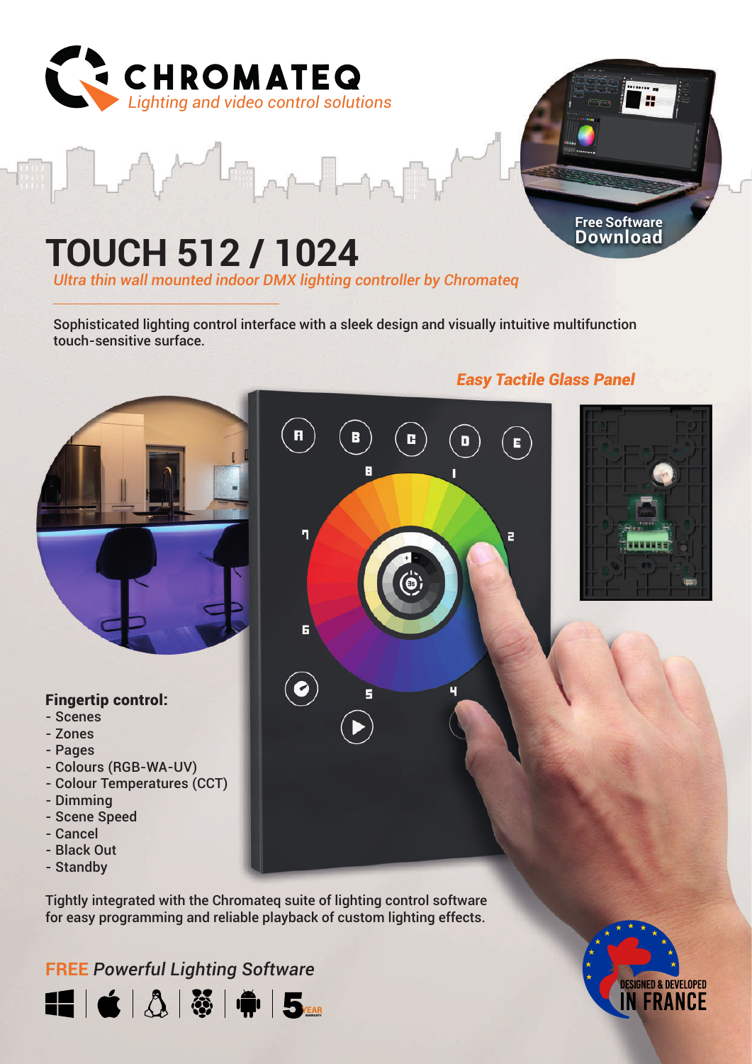CHROMATEQ
*Lighting and video control solutions*

Free Software
Download

# TOUCH 512 / 1024

*Ultra thin wall mounted indoor DMX lighting controller by Chromateq*

Sophisticated lighting control interface with a sleek design and visually intuitive multifunction touch-sensitive surface.

***Easy Tactile Glass Panel***

**Fingertip control:**

- Scenes
- Zones
- Pages
- Colours (RGB-WA-UV)
- Colour Temperatures (CCT)
- Dimming
- Scene Speed
- Cancel
- Black Out
- Standby

Tightly integrated with the Chromateq suite of lighting control software for easy programming and reliable playback of custom lighting effects.

FREE *Powerful Lighting Software*

5 YEAR WARRANTY

DESIGNED & DEVELOPED IN FRANCE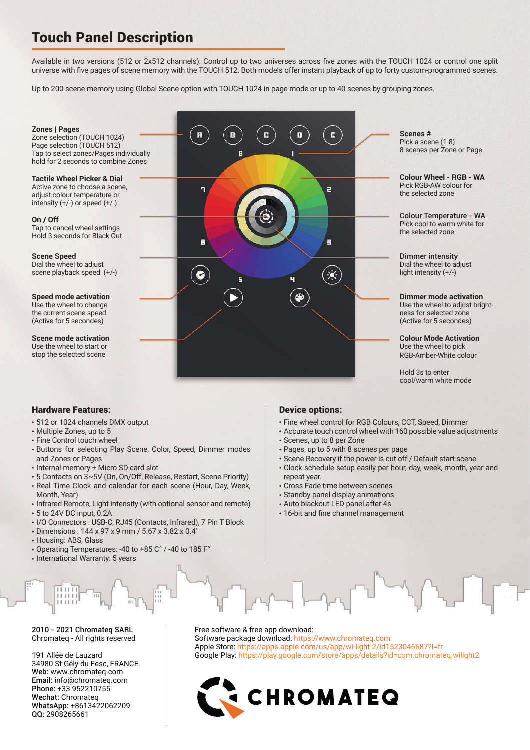# Touch Panel Description

Available in two versions (512 or 2x512 channels): Control up to two universes across five zones with the TOUCH 1024 or control one split universe with five pages of scene memory with the TOUCH 512. Both models offer instant playback of up to forty custom-programmed scenes.

Up to 200 scene memory using Global Scene option with TOUCH 1024 in page mode or up to 40 scenes by grouping zones.

**Zones | Pages**
Zone selection (TOUCH 1024)
Page selection (TOUCH 512)
Tap to select zones/Pages individually
hold for 2 seconds to combine Zones

**Tactile Wheel Picker & Dial**
Active zone to choose a scene, adjust colour temperature or intensity (+/-) or speed (+/-)

**On / Off**
Tap to cancel wheel settings
Hold 3 seconds for Black Out

**Scene Speed**
Dial the wheel to adjust scene playback speed (+/-)

**Speed mode activation**
Use the wheel to change the current scene speed
(Active for 5 secondes)

**Scene mode activation**
Use the wheel to start or stop the selected scene

**Scenes #**
Pick a scene (1-8)
8 scenes per Zone or Page

**Colour Wheel - RGB - WA**
Pick RGB-AW colour for the selected zone

**Colour Temperature - WA**
Pick cool to warm white for the selected zone

**Dimmer intensity**
Dial the wheel to adjust light intensity (+/-)

**Dimmer mode activation**
Use the wheel to adjust brightness for selected zone
(Active for 5 secondes)

**Colour Mode Activation**
Use the wheel to pick RGB-Amber-White colour

Hold 3s to enter cool/warm white mode

## Hardware Features:

- 512 or 1024 channels DMX output
- Multiple Zones, up to 5
- Fine Control touch wheel
- Buttons for selecting Play Scene, Color, Speed, Dimmer modes and Zones or Pages
- Internal memory + Micro SD card slot
- 5 Contacts on 3~5V (On, On/Off, Release, Restart, Scene Priority)
- Real Time Clock and calendar for each scene (Hour, Day, Week, Month, Year)
- Infrared Remote, Light intensity (with optional sensor and remote)
- 5 to 24V DC input, 0.2A
- I/O Connectors : USB-C, RJ45 (Contacts, Infrared), 7 Pin T Block
- Dimensions : 144 x 97 x 9 mm / 5.67 x 3.82 x 0.4'
- Housing: ABS, Glass
- Operating Temperatures: -40 to +85 C° / -40 to 185 F°
- International Warranty: 5 years

## Device options:

- Fine wheel control for RGB Colours, CCT, Speed, Dimmer
- Accurate touch control wheel with 160 possible value adjustments
- Scenes, up to 8 per Zone
- Pages, up to 5 with 8 scenes per page
- Scene Recovery if the power is cut off / Default start scene
- Clock schedule setup easily per hour, day, week, month, year and repeat year.
- Cross Fade time between scenes
- Standby panel display animations
- Auto blackout LED panel after 4s
- 16-bit and fine channel management

**2010 - 2021 Chromateq SARL**
Chromateq - All rights reserved

191 Allée de Lauzard
34980 St Gély du Fesc, FRANCE
**Web:** www.chromateq.com
**Email:** info@chromateq.com
**Phone:** +33 952210755
**Wechat:** Chromateq
**WhatsApp:** +8613422062209
**QQ:** 2908265661

Free software & free app download:
Software package download: https://www.chromateq.com
Apple Store: https://apps.apple.com/us/app/wi-light-2/id1523046687?l=fr
Google Play: https://play.google.com/store/apps/details?id=com.chromateq.wilight2

CHROMATEQ